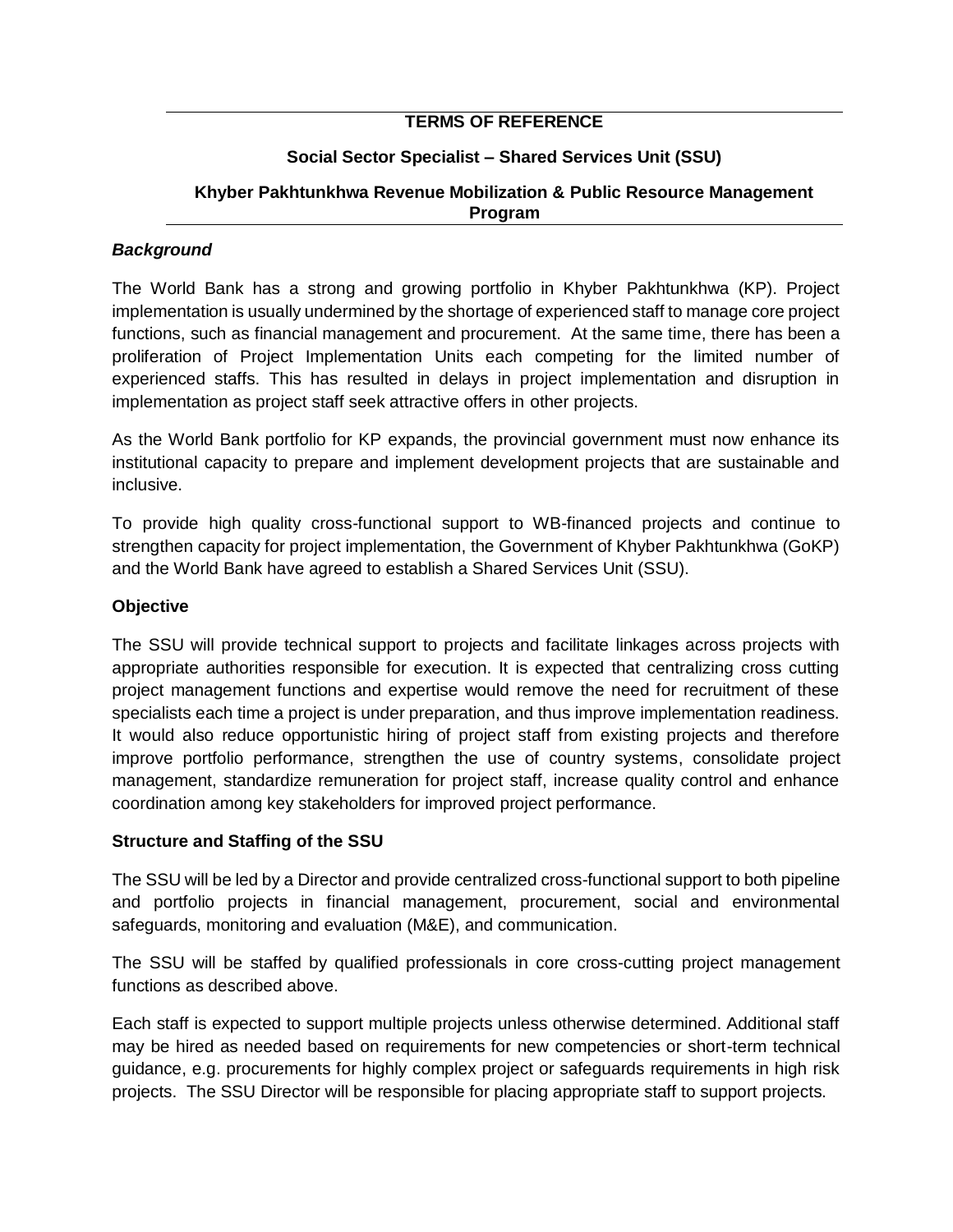**TERMS OF REFERENCE**

**Social Sector Specialist – Shared Services Unit (SSU)**

**Khyber Pakhtunkhwa Revenue Mobilization & Public Resource Management Program**

***Background***

The World Bank has a strong and growing portfolio in Khyber Pakhtunkhwa (KP). Project implementation is usually undermined by the shortage of experienced staff to manage core project functions, such as financial management and procurement. At the same time, there has been a proliferation of Project Implementation Units each competing for the limited number of experienced staffs. This has resulted in delays in project implementation and disruption in implementation as project staff seek attractive offers in other projects.

As the World Bank portfolio for KP expands, the provincial government must now enhance its institutional capacity to prepare and implement development projects that are sustainable and inclusive.

To provide high quality cross-functional support to WB-financed projects and continue to strengthen capacity for project implementation, the Government of Khyber Pakhtunkhwa (GoKP) and the World Bank have agreed to establish a Shared Services Unit (SSU).

**Objective**

The SSU will provide technical support to projects and facilitate linkages across projects with appropriate authorities responsible for execution. It is expected that centralizing cross cutting project management functions and expertise would remove the need for recruitment of these specialists each time a project is under preparation, and thus improve implementation readiness. It would also reduce opportunistic hiring of project staff from existing projects and therefore improve portfolio performance, strengthen the use of country systems, consolidate project management, standardize remuneration for project staff, increase quality control and enhance coordination among key stakeholders for improved project performance.

**Structure and Staffing of the SSU**

The SSU will be led by a Director and provide centralized cross-functional support to both pipeline and portfolio projects in financial management, procurement, social and environmental safeguards, monitoring and evaluation (M&E), and communication.

The SSU will be staffed by qualified professionals in core cross-cutting project management functions as described above.

Each staff is expected to support multiple projects unless otherwise determined. Additional staff may be hired as needed based on requirements for new competencies or short-term technical guidance, e.g. procurements for highly complex project or safeguards requirements in high risk projects. The SSU Director will be responsible for placing appropriate staff to support projects.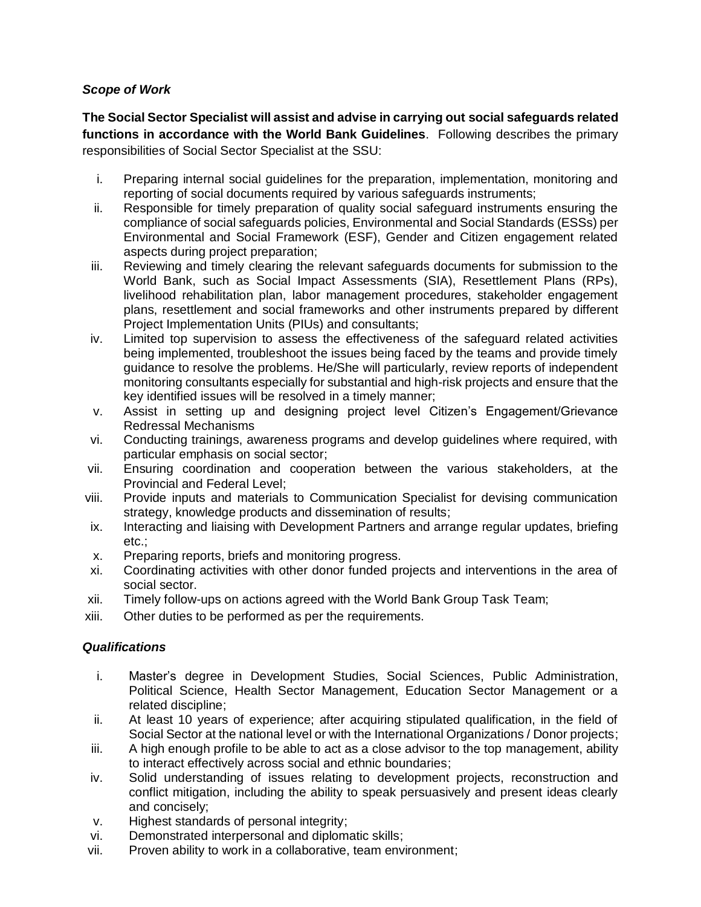### *Scope of Work*

**The Social Sector Specialist will assist and advise in carrying out social safeguards related functions in accordance with the World Bank Guidelines**. Following describes the primary responsibilities of Social Sector Specialist at the SSU:

i. Preparing internal social guidelines for the preparation, implementation, monitoring and reporting of social documents required by various safeguards instruments;
ii. Responsible for timely preparation of quality social safeguard instruments ensuring the compliance of social safeguards policies, Environmental and Social Standards (ESSs) per Environmental and Social Framework (ESF), Gender and Citizen engagement related aspects during project preparation;
iii. Reviewing and timely clearing the relevant safeguards documents for submission to the World Bank, such as Social Impact Assessments (SIA), Resettlement Plans (RPs), livelihood rehabilitation plan, labor management procedures, stakeholder engagement plans, resettlement and social frameworks and other instruments prepared by different Project Implementation Units (PIUs) and consultants;
iv. Limited top supervision to assess the effectiveness of the safeguard related activities being implemented, troubleshoot the issues being faced by the teams and provide timely guidance to resolve the problems. He/She will particularly, review reports of independent monitoring consultants especially for substantial and high-risk projects and ensure that the key identified issues will be resolved in a timely manner;
v. Assist in setting up and designing project level Citizen's Engagement/Grievance Redressal Mechanisms
vi. Conducting trainings, awareness programs and develop guidelines where required, with particular emphasis on social sector;
vii. Ensuring coordination and cooperation between the various stakeholders, at the Provincial and Federal Level;
viii. Provide inputs and materials to Communication Specialist for devising communication strategy, knowledge products and dissemination of results;
ix. Interacting and liaising with Development Partners and arrange regular updates, briefing etc.;
x. Preparing reports, briefs and monitoring progress.
xi. Coordinating activities with other donor funded projects and interventions in the area of social sector.
xii. Timely follow-ups on actions agreed with the World Bank Group Task Team;
xiii. Other duties to be performed as per the requirements.

### *Qualifications*

i. Master's degree in Development Studies, Social Sciences, Public Administration, Political Science, Health Sector Management, Education Sector Management or a related discipline;
ii. At least 10 years of experience; after acquiring stipulated qualification, in the field of Social Sector at the national level or with the International Organizations / Donor projects;
iii. A high enough profile to be able to act as a close advisor to the top management, ability to interact effectively across social and ethnic boundaries;
iv. Solid understanding of issues relating to development projects, reconstruction and conflict mitigation, including the ability to speak persuasively and present ideas clearly and concisely;
v. Highest standards of personal integrity;
vi. Demonstrated interpersonal and diplomatic skills;
vii. Proven ability to work in a collaborative, team environment;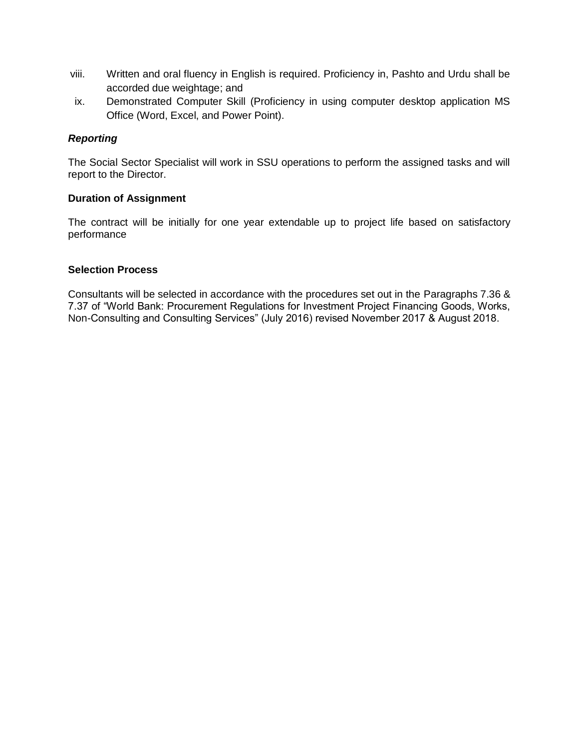viii. Written and oral fluency in English is required. Proficiency in, Pashto and Urdu shall be accorded due weightage; and

ix. Demonstrated Computer Skill (Proficiency in using computer desktop application MS Office (Word, Excel, and Power Point).

***Reporting***

The Social Sector Specialist will work in SSU operations to perform the assigned tasks and will report to the Director.

**Duration of Assignment**

The contract will be initially for one year extendable up to project life based on satisfactory performance

**Selection Process**

Consultants will be selected in accordance with the procedures set out in the Paragraphs 7.36 & 7.37 of "World Bank: Procurement Regulations for Investment Project Financing Goods, Works, Non-Consulting and Consulting Services" (July 2016) revised November 2017 & August 2018.